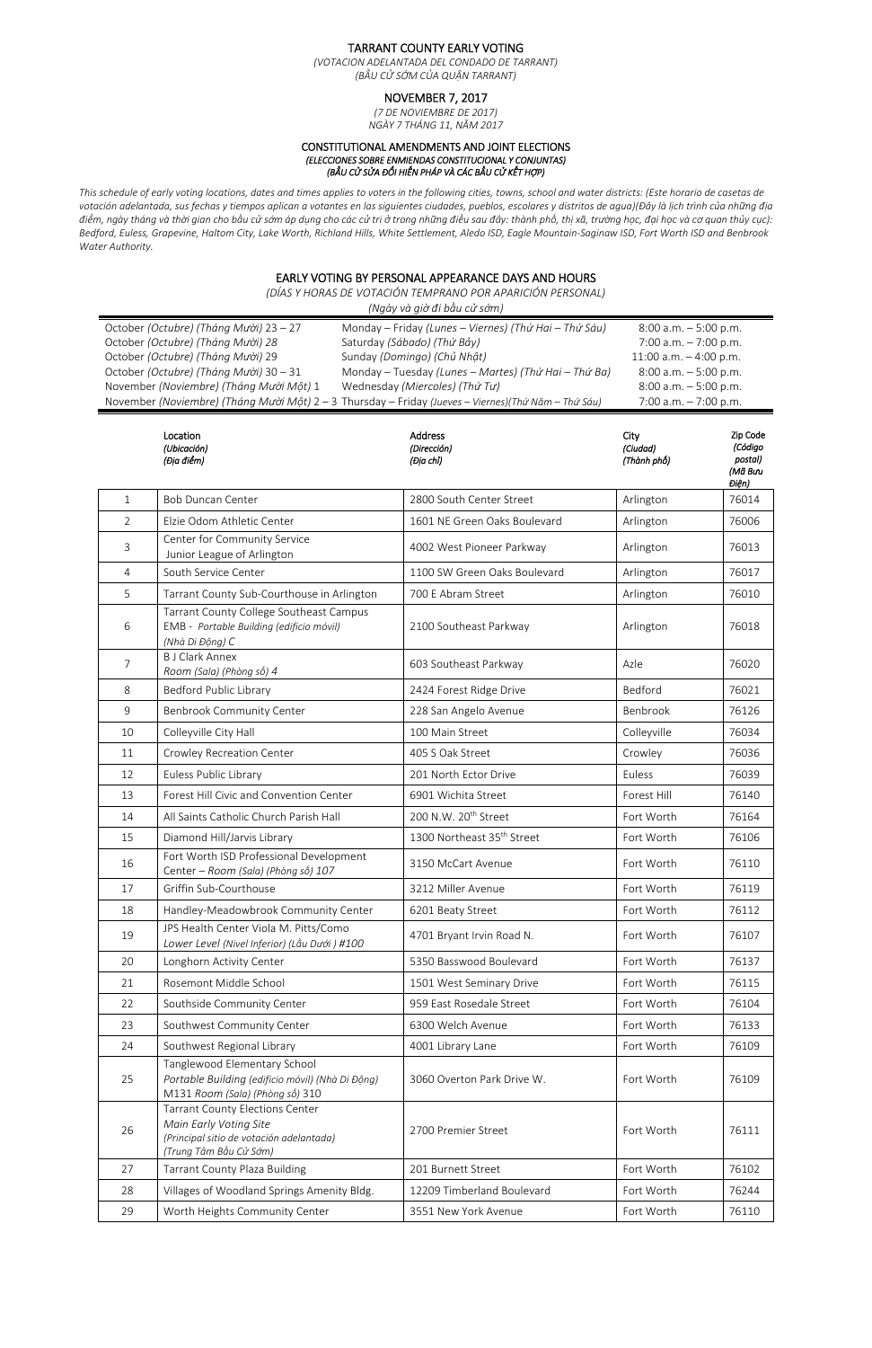# TARRANT COUNTY EARLY VOTING

*(VOTACION ADELANTADA DEL CONDADO DE TARRANT)*
*(BẦU CỬ SỚM CỦA QUẬN TARRANT)*

## NOVEMBER 7, 2017

*(7 DE NOVIEMBRE DE 2017)*
*NGÀY 7 THÁNG 11, NĂM 2017*

### CONSTITUTIONAL AMENDMENTS AND JOINT ELECTIONS

***(ELECCIONES SOBRE ENMIENDAS CONSTITUCIONAL Y CONJUNTAS)***
***(BẦU CỬ SỬA ĐỔI HIẾN PHÁP VÀ CÁC BẦU CỬ KẾT HỢP)***

*This schedule of early voting locations, dates and times applies to voters in the following cities, towns, school and water districts: (Este horario de casetas de votación adelantada, sus fechas y tiempos aplican a votantes en las siguientes ciudades, pueblos, escolares y distritos de agua)(Đây là lịch trình của những địa điểm, ngày tháng và thời gian cho bầu cử sớm áp dụng cho các cử tri ở trong những điều sau đây: thành phố, thị xã, trường học, đại học và cơ quan thủy cục): Bedford, Euless, Grapevine, Haltom City, Lake Worth, Richland Hills, White Settlement, Aledo ISD, Eagle Mountain-Saginaw ISD, Fort Worth ISD and Benbrook Water Authority.*

### EARLY VOTING BY PERSONAL APPEARANCE DAYS AND HOURS

*(DÍAS Y HORAS DE VOTACIÓN TEMPRANO POR APARICIÓN PERSONAL)*
*(Ngày và giờ đi bầu cử sớm)*

| | | |
|---|---|---|
| October *(Octubre) (Tháng Mười)* 23 – 27 | Monday – Friday *(Lunes – Viernes) (Thứ Hai – Thứ Sáu)* | 8:00 a.m. – 5:00 p.m. |
| October *(Octubre) (Tháng Mười) 28* | Saturday *(Sábado) (Thứ Bảy)* | 7:00 a.m. – 7:00 p.m. |
| October *(Octubre) (Tháng Mười)* 29 | Sunday *(Domingo) (Chủ Nhật)* | 11:00 a.m. – 4:00 p.m. |
| October *(Octubre) (Tháng Mười)* 30 – 31 | Monday – Tuesday *(Lunes – Martes) (Thứ Hai – Thứ Ba)* | 8:00 a.m. – 5:00 p.m. |
| November *(Noviembre) (Tháng Mười Một)* 1 | Wednesday *(Miercoles) (Thứ Tư)* | 8:00 a.m. – 5:00 p.m. |
| November *(Noviembre) (Tháng Mười Một)* 2 – 3 | Thursday – Friday *(Jueves – Viernes)(Thứ Năm – Thứ Sáu)* | 7:00 a.m. – 7:00 p.m. |

| | Location *(Ubicación) (Địa điểm)* | Address *(Dirección) (Địa chỉ)* | City *(Ciudad) (Thành phố)* | Zip Code *(Código postal) (Mã Bưu Điện)* |
|---|---|---|---|---|
| 1 | Bob Duncan Center | 2800 South Center Street | Arlington | 76014 |
| 2 | Elzie Odom Athletic Center | 1601 NE Green Oaks Boulevard | Arlington | 76006 |
| 3 | Center for Community Service Junior League of Arlington | 4002 West Pioneer Parkway | Arlington | 76013 |
| 4 | South Service Center | 1100 SW Green Oaks Boulevard | Arlington | 76017 |
| 5 | Tarrant County Sub-Courthouse in Arlington | 700 E Abram Street | Arlington | 76010 |
| 6 | Tarrant County College Southeast Campus EMB - *Portable Building (edificio móvil) (Nhà Di Động) C* | 2100 Southeast Parkway | Arlington | 76018 |
| 7 | B J Clark Annex *Room (Sala) (Phòng số) 4* | 603 Southeast Parkway | Azle | 76020 |
| 8 | Bedford Public Library | 2424 Forest Ridge Drive | Bedford | 76021 |
| 9 | Benbrook Community Center | 228 San Angelo Avenue | Benbrook | 76126 |
| 10 | Colleyville City Hall | 100 Main Street | Colleyville | 76034 |
| 11 | Crowley Recreation Center | 405 S Oak Street | Crowley | 76036 |
| 12 | Euless Public Library | 201 North Ector Drive | Euless | 76039 |
| 13 | Forest Hill Civic and Convention Center | 6901 Wichita Street | Forest Hill | 76140 |
| 14 | All Saints Catholic Church Parish Hall | 200 N.W. 20th Street | Fort Worth | 76164 |
| 15 | Diamond Hill/Jarvis Library | 1300 Northeast 35th Street | Fort Worth | 76106 |
| 16 | Fort Worth ISD Professional Development Center – *Room (Sala) (Phòng số) 107* | 3150 McCart Avenue | Fort Worth | 76110 |
| 17 | Griffin Sub-Courthouse | 3212 Miller Avenue | Fort Worth | 76119 |
| 18 | Handley-Meadowbrook Community Center | 6201 Beaty Street | Fort Worth | 76112 |
| 19 | JPS Health Center Viola M. Pitts/Como *Lower Level (Nivel Inferior) (Lầu Dưới ) #100* | 4701 Bryant Irvin Road N. | Fort Worth | 76107 |
| 20 | Longhorn Activity Center | 5350 Basswood Boulevard | Fort Worth | 76137 |
| 21 | Rosemont Middle School | 1501 West Seminary Drive | Fort Worth | 76115 |
| 22 | Southside Community Center | 959 East Rosedale Street | Fort Worth | 76104 |
| 23 | Southwest Community Center | 6300 Welch Avenue | Fort Worth | 76133 |
| 24 | Southwest Regional Library | 4001 Library Lane | Fort Worth | 76109 |
| 25 | Tanglewood Elementary School *Portable Building (edificio móvil) (Nhà Di Động)* M131 *Room (Sala) (Phòng số)* 310 | 3060 Overton Park Drive W. | Fort Worth | 76109 |
| 26 | Tarrant County Elections Center *Main Early Voting Site (Principal sitio de votación adelantada) (Trung Tâm Bầu Cử Sớm)* | 2700 Premier Street | Fort Worth | 76111 |
| 27 | Tarrant County Plaza Building | 201 Burnett Street | Fort Worth | 76102 |
| 28 | Villages of Woodland Springs Amenity Bldg. | 12209 Timberland Boulevard | Fort Worth | 76244 |
| 29 | Worth Heights Community Center | 3551 New York Avenue | Fort Worth | 76110 |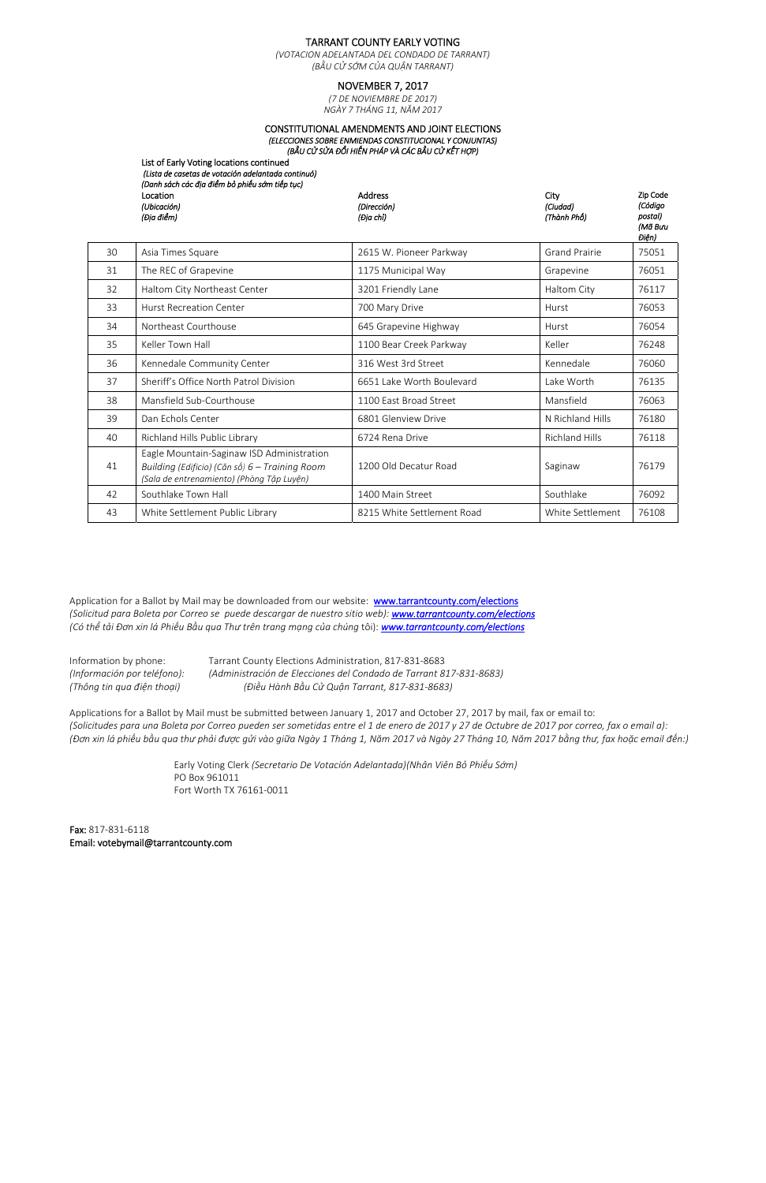# TARRANT COUNTY EARLY VOTING

*(VOTACION ADELANTADA DEL CONDADO DE TARRANT)*
*(BẦU CỬ SỚM CỦA QUẬN TARRANT)*

## NOVEMBER 7, 2017

*(7 DE NOVIEMBRE DE 2017)*
*NGÀY 7 THÁNG 11, NĂM 2017*

### CONSTITUTIONAL AMENDMENTS AND JOINT ELECTIONS

***(ELECCIONES SOBRE ENMIENDAS CONSTITUCIONAL Y CONJUNTAS)***
***(BẦU CỬ SỬA ĐỔI HIẾN PHÁP VÀ CÁC BẦU CỬ KẾT HỢP)***

**List of Early Voting locations continued**
***(Lista de casetas de votación adelantada continuó)***
***(Danh sách các địa điểm bỏ phiếu sớm tiếp tục)***

| | Location *(Ubicación)* *(Địa điểm)* | Address *(Dirección)* *(Địa chỉ)* | City *(Ciudad)* *(Thành Phố)* | Zip Code *(Código postal)* *(Mã Bưu Điện)* |
|---|---|---|---|---|
| 30 | Asia Times Square | 2615 W. Pioneer Parkway | Grand Prairie | 75051 |
| 31 | The REC of Grapevine | 1175 Municipal Way | Grapevine | 76051 |
| 32 | Haltom City Northeast Center | 3201 Friendly Lane | Haltom City | 76117 |
| 33 | Hurst Recreation Center | 700 Mary Drive | Hurst | 76053 |
| 34 | Northeast Courthouse | 645 Grapevine Highway | Hurst | 76054 |
| 35 | Keller Town Hall | 1100 Bear Creek Parkway | Keller | 76248 |
| 36 | Kennedale Community Center | 316 West 3rd Street | Kennedale | 76060 |
| 37 | Sheriff's Office North Patrol Division | 6651 Lake Worth Boulevard | Lake Worth | 76135 |
| 38 | Mansfield Sub-Courthouse | 1100 East Broad Street | Mansfield | 76063 |
| 39 | Dan Echols Center | 6801 Glenview Drive | N Richland Hills | 76180 |
| 40 | Richland Hills Public Library | 6724 Rena Drive | Richland Hills | 76118 |
| 41 | Eagle Mountain-Saginaw ISD Administration *Building (Edificio) (Căn số) 6 – Training Room (Sala de entrenamiento) (Phòng Tập Luyện)* | 1200 Old Decatur Road | Saginaw | 76179 |
| 42 | Southlake Town Hall | 1400 Main Street | Southlake | 76092 |
| 43 | White Settlement Public Library | 8215 White Settlement Road | White Settlement | 76108 |

Application for a Ballot by Mail may be downloaded from our website: www.tarrantcounty.com/elections
*(Solicitud para Boleta por Correo se puede descargar de nuestro sitio web): www.tarrantcounty.com/elections*
*(Có thể tải Đơn xin lá Phiếu Bầu qua Thư trên trang mạng của chúng* tôi): *www.tarrantcounty.com/elections*

Information by phone: Tarrant County Elections Administration, 817-831-8683
*(Información por teléfono): (Administración de Elecciones del Condado de Tarrant 817-831-8683)*
*(Thông tin qua điện thoại) (Điều Hành Bầu Cử Quận Tarrant, 817-831-8683)*

Applications for a Ballot by Mail must be submitted between January 1, 2017 and October 27, 2017 by mail, fax or email to:
*(Solicitudes para una Boleta por Correo pueden ser sometidas entre el 1 de enero de 2017 y 27 de Octubre de 2017 por correo, fax o email a):*
*(Đơn xin lá phiếu bầu qua thư phải được gửi vào giữa Ngày 1 Tháng 1, Năm 2017 và Ngày 27 Tháng 10, Năm 2017 bằng thư, fax hoặc email đến:)*

Early Voting Clerk *(Secretario De Votación Adelantada)(Nhân Viên Bỏ Phiếu Sớm)*
PO Box 961011
Fort Worth TX 76161-0011

**Fax:** 817-831-6118
**Email: votebymail@tarrantcounty.com**